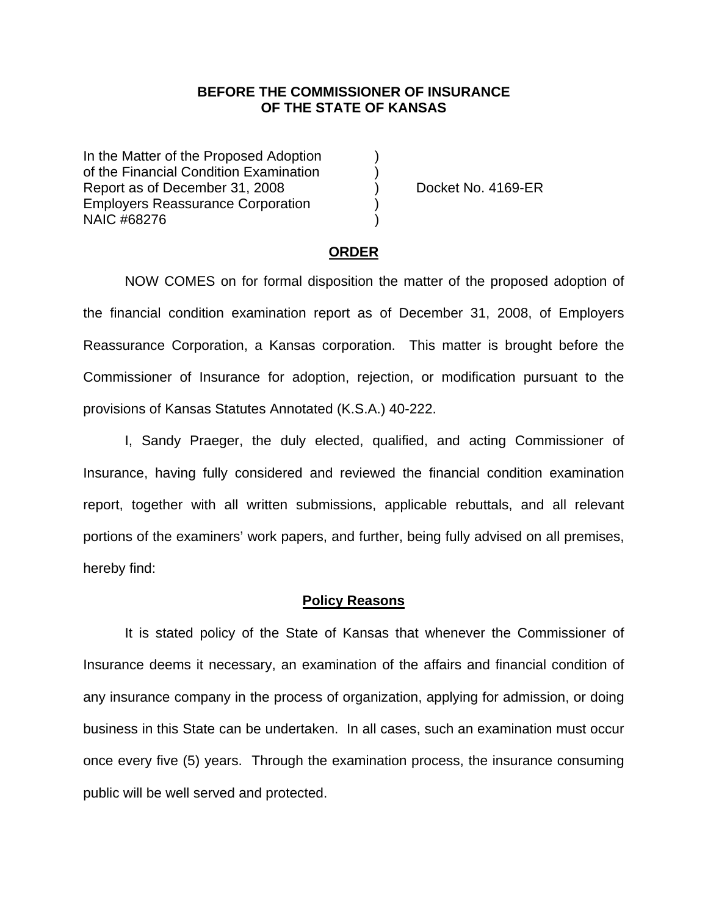**BEFORE THE COMMISSIONER OF INSURANCE OF THE STATE OF KANSAS**

| | | |
|---|---|---|
| In the Matter of the Proposed Adoption of the Financial Condition Examination Report as of December 31, 2008 Employers Reassurance Corporation NAIC #68276 | ) ) ) ) ) | Docket No. 4169-ER |

## ORDER

NOW COMES on for formal disposition the matter of the proposed adoption of the financial condition examination report as of December 31, 2008, of Employers Reassurance Corporation, a Kansas corporation. This matter is brought before the Commissioner of Insurance for adoption, rejection, or modification pursuant to the provisions of Kansas Statutes Annotated (K.S.A.) 40-222.

I, Sandy Praeger, the duly elected, qualified, and acting Commissioner of Insurance, having fully considered and reviewed the financial condition examination report, together with all written submissions, applicable rebuttals, and all relevant portions of the examiners' work papers, and further, being fully advised on all premises, hereby find:

## Policy Reasons

It is stated policy of the State of Kansas that whenever the Commissioner of Insurance deems it necessary, an examination of the affairs and financial condition of any insurance company in the process of organization, applying for admission, or doing business in this State can be undertaken. In all cases, such an examination must occur once every five (5) years. Through the examination process, the insurance consuming public will be well served and protected.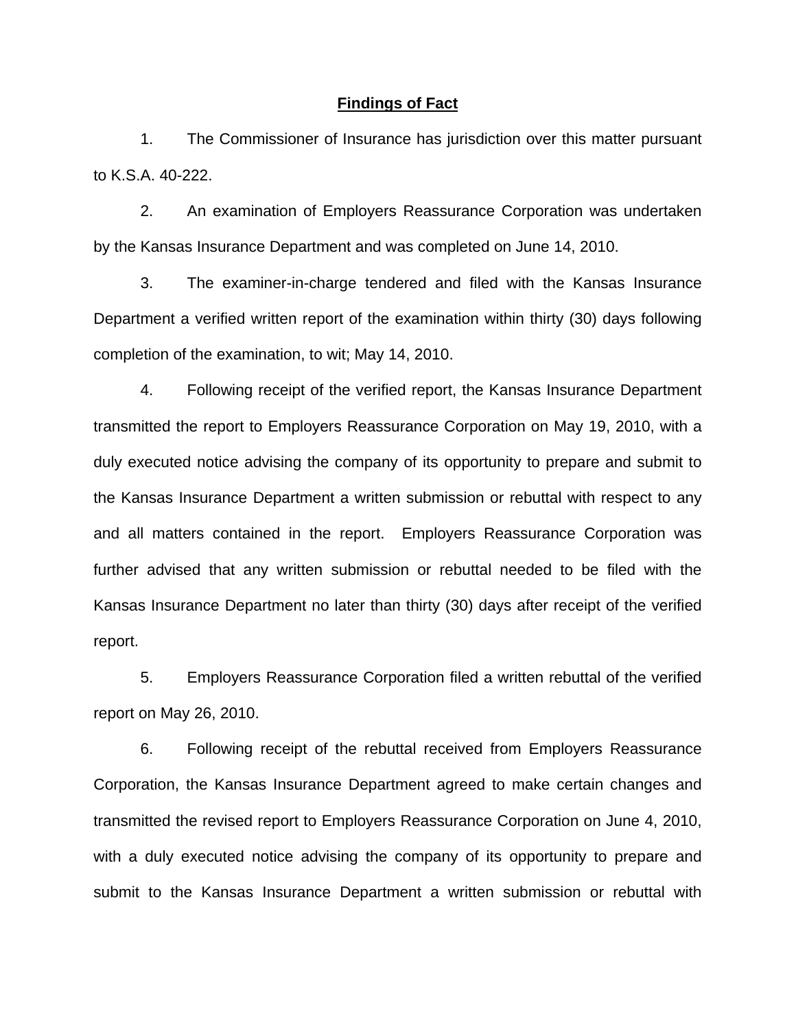## Findings of Fact

1. The Commissioner of Insurance has jurisdiction over this matter pursuant to K.S.A. 40-222.

2. An examination of Employers Reassurance Corporation was undertaken by the Kansas Insurance Department and was completed on June 14, 2010.

3. The examiner-in-charge tendered and filed with the Kansas Insurance Department a verified written report of the examination within thirty (30) days following completion of the examination, to wit; May 14, 2010.

4. Following receipt of the verified report, the Kansas Insurance Department transmitted the report to Employers Reassurance Corporation on May 19, 2010, with a duly executed notice advising the company of its opportunity to prepare and submit to the Kansas Insurance Department a written submission or rebuttal with respect to any and all matters contained in the report. Employers Reassurance Corporation was further advised that any written submission or rebuttal needed to be filed with the Kansas Insurance Department no later than thirty (30) days after receipt of the verified report.

5. Employers Reassurance Corporation filed a written rebuttal of the verified report on May 26, 2010.

6. Following receipt of the rebuttal received from Employers Reassurance Corporation, the Kansas Insurance Department agreed to make certain changes and transmitted the revised report to Employers Reassurance Corporation on June 4, 2010, with a duly executed notice advising the company of its opportunity to prepare and submit to the Kansas Insurance Department a written submission or rebuttal with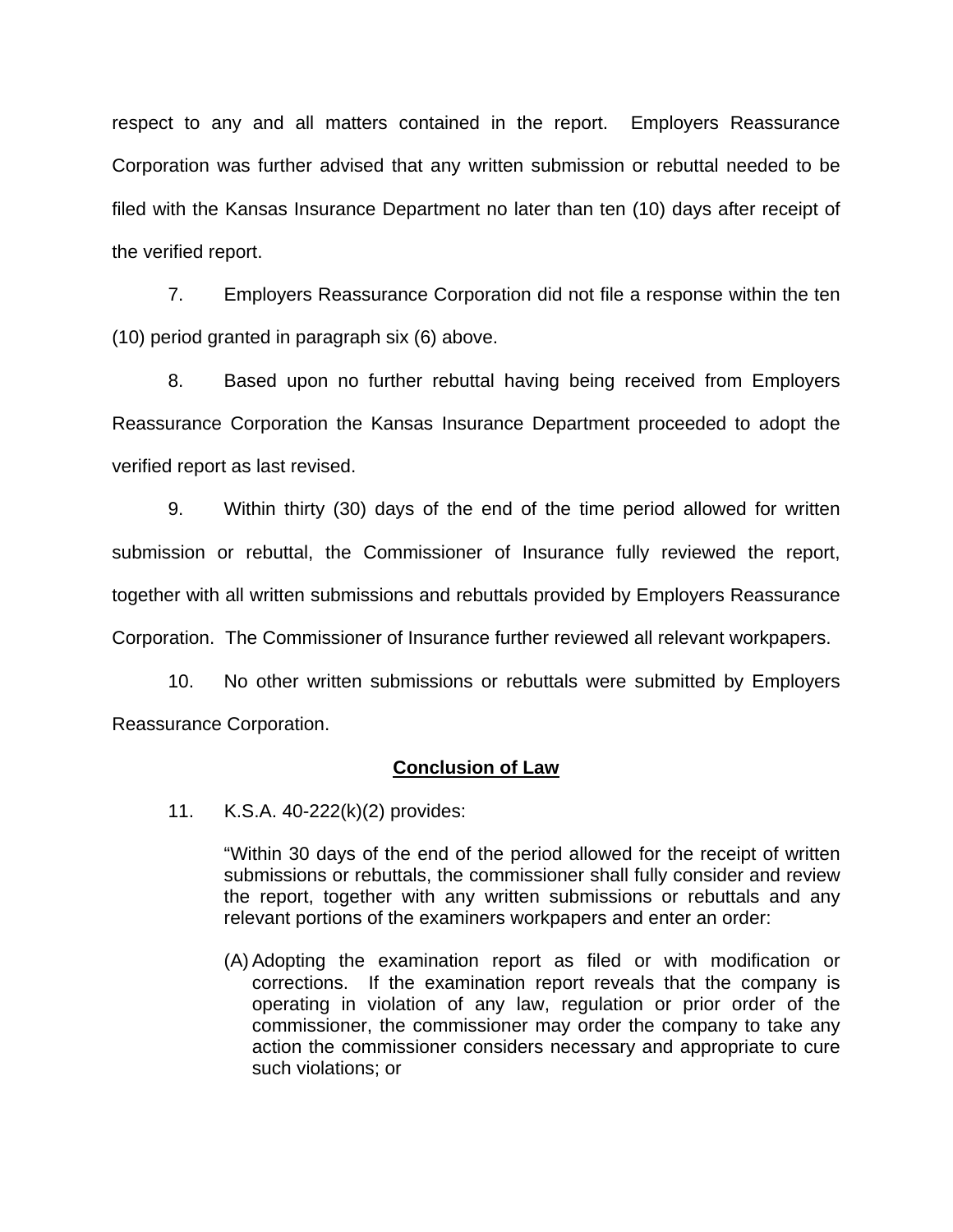respect to any and all matters contained in the report. Employers Reassurance Corporation was further advised that any written submission or rebuttal needed to be filed with the Kansas Insurance Department no later than ten (10) days after receipt of the verified report.

7. Employers Reassurance Corporation did not file a response within the ten (10) period granted in paragraph six (6) above.

8. Based upon no further rebuttal having being received from Employers Reassurance Corporation the Kansas Insurance Department proceeded to adopt the verified report as last revised.

9. Within thirty (30) days of the end of the time period allowed for written submission or rebuttal, the Commissioner of Insurance fully reviewed the report, together with all written submissions and rebuttals provided by Employers Reassurance Corporation. The Commissioner of Insurance further reviewed all relevant workpapers.

10. No other written submissions or rebuttals were submitted by Employers Reassurance Corporation.

## Conclusion of Law

11. K.S.A. 40-222(k)(2) provides:

> "Within 30 days of the end of the period allowed for the receipt of written submissions or rebuttals, the commissioner shall fully consider and review the report, together with any written submissions or rebuttals and any relevant portions of the examiners workpapers and enter an order:
>
> (A) Adopting the examination report as filed or with modification or corrections. If the examination report reveals that the company is operating in violation of any law, regulation or prior order of the commissioner, the commissioner may order the company to take any action the commissioner considers necessary and appropriate to cure such violations; or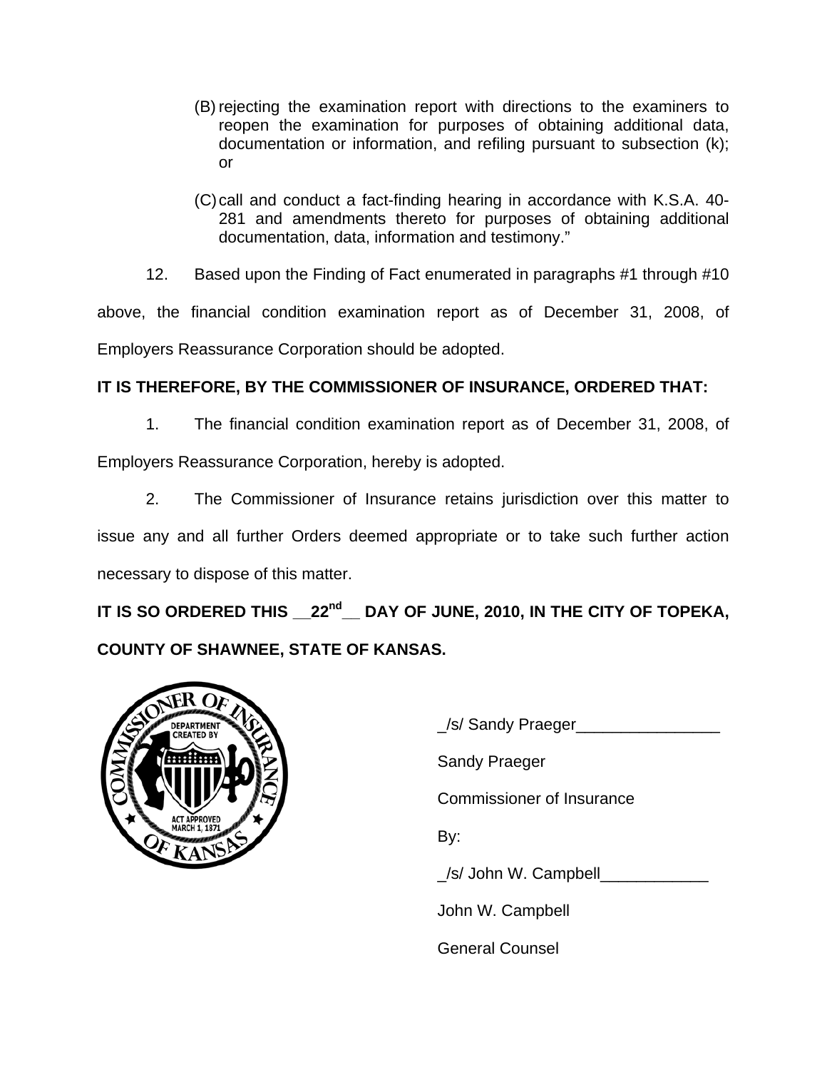(B) rejecting the examination report with directions to the examiners to reopen the examination for purposes of obtaining additional data, documentation or information, and refiling pursuant to subsection (k); or

(C) call and conduct a fact-finding hearing in accordance with K.S.A. 40-281 and amendments thereto for purposes of obtaining additional documentation, data, information and testimony."

12. Based upon the Finding of Fact enumerated in paragraphs #1 through #10 above, the financial condition examination report as of December 31, 2008, of Employers Reassurance Corporation should be adopted.

**IT IS THEREFORE, BY THE COMMISSIONER OF INSURANCE, ORDERED THAT:**

1. The financial condition examination report as of December 31, 2008, of Employers Reassurance Corporation, hereby is adopted.

2. The Commissioner of Insurance retains jurisdiction over this matter to issue any and all further Orders deemed appropriate or to take such further action necessary to dispose of this matter.

**IT IS SO ORDERED THIS __22nd__ DAY OF JUNE, 2010, IN THE CITY OF TOPEKA, COUNTY OF SHAWNEE, STATE OF KANSAS.**

_/s/ Sandy Praeger________________

Sandy Praeger

Commissioner of Insurance

By:

_/s/ John W. Campbell____________

John W. Campbell

General Counsel